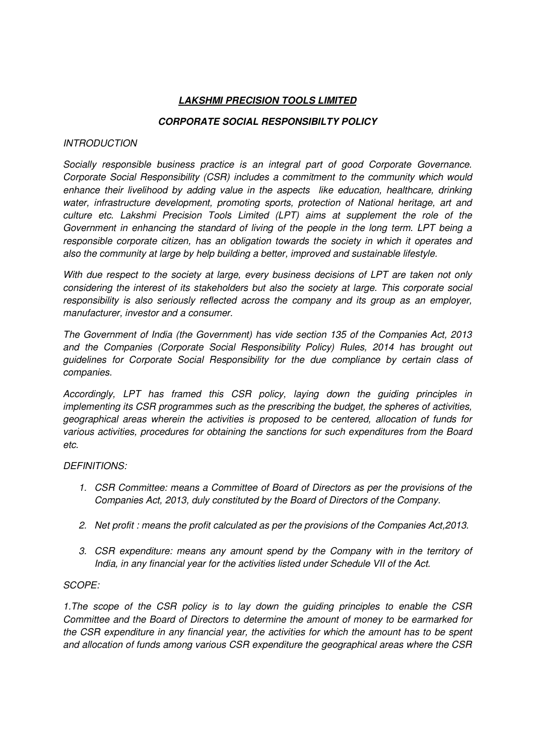# ***LAKSHMI PRECISION TOOLS LIMITED***

## ***CORPORATE SOCIAL RESPONSIBILTY POLICY***

*INTRODUCTION*

*Socially responsible business practice is an integral part of good Corporate Governance. Corporate Social Responsibility (CSR) includes a commitment to the community which would enhance their livelihood by adding value in the aspects like education, healthcare, drinking water, infrastructure development, promoting sports, protection of National heritage, art and culture etc. Lakshmi Precision Tools Limited (LPT) aims at supplement the role of the Government in enhancing the standard of living of the people in the long term. LPT being a responsible corporate citizen, has an obligation towards the society in which it operates and also the community at large by help building a better, improved and sustainable lifestyle.*

*With due respect to the society at large, every business decisions of LPT are taken not only considering the interest of its stakeholders but also the society at large. This corporate social responsibility is also seriously reflected across the company and its group as an employer, manufacturer, investor and a consumer.*

*The Government of India (the Government) has vide section 135 of the Companies Act, 2013 and the Companies (Corporate Social Responsibility Policy) Rules, 2014 has brought out guidelines for Corporate Social Responsibility for the due compliance by certain class of companies.*

*Accordingly, LPT has framed this CSR policy, laying down the guiding principles in implementing its CSR programmes such as the prescribing the budget, the spheres of activities, geographical areas wherein the activities is proposed to be centered, allocation of funds for various activities, procedures for obtaining the sanctions for such expenditures from the Board etc.*

*DEFINITIONS:*

1. *CSR Committee: means a Committee of Board of Directors as per the provisions of the Companies Act, 2013, duly constituted by the Board of Directors of the Company.*
2. *Net profit : means the profit calculated as per the provisions of the Companies Act,2013.*
3. *CSR expenditure: means any amount spend by the Company with in the territory of India, in any financial year for the activities listed under Schedule VII of the Act.*

*SCOPE:*

*1.The scope of the CSR policy is to lay down the guiding principles to enable the CSR Committee and the Board of Directors to determine the amount of money to be earmarked for the CSR expenditure in any financial year, the activities for which the amount has to be spent and allocation of funds among various CSR expenditure the geographical areas where the CSR*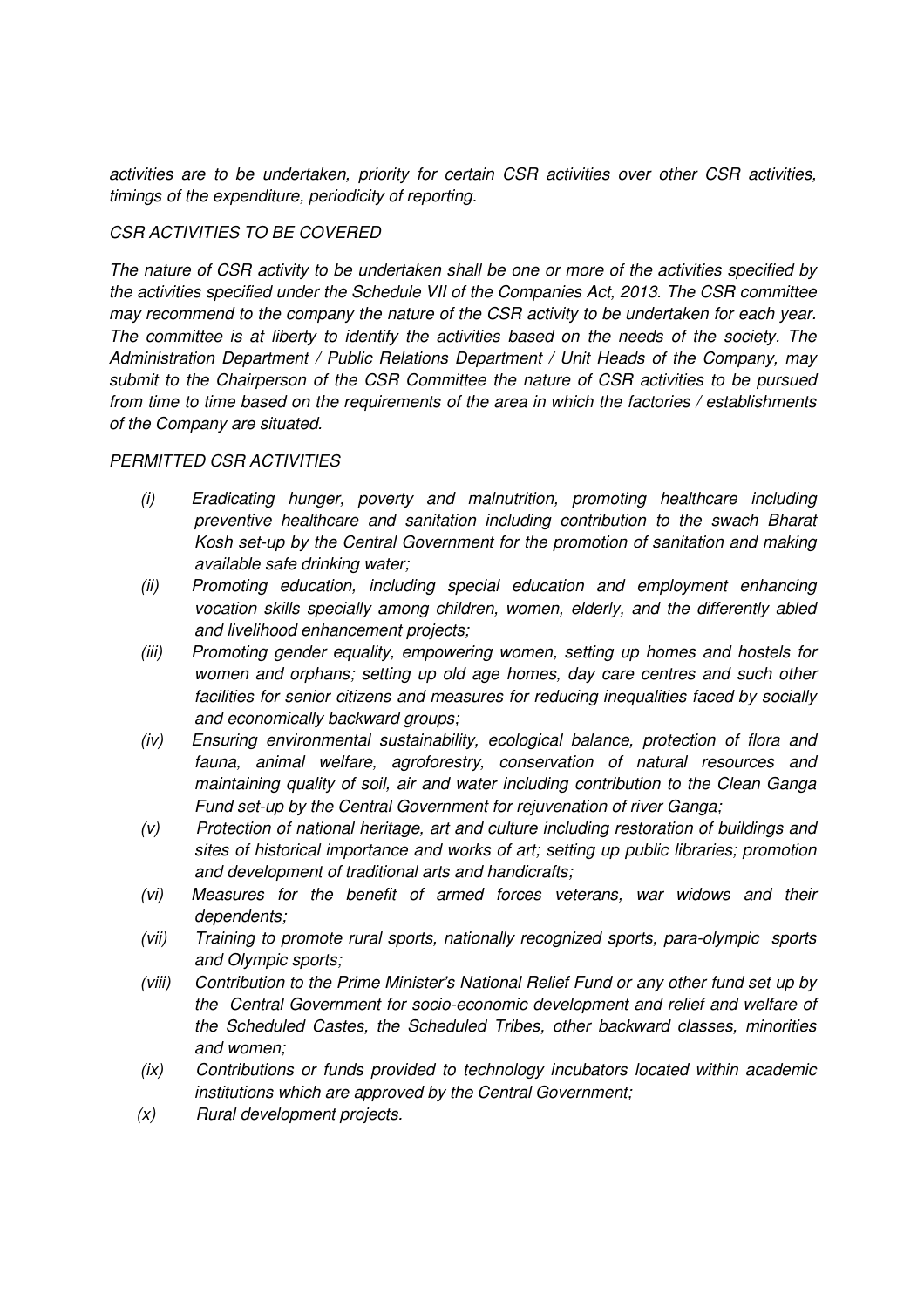*activities are to be undertaken, priority for certain CSR activities over other CSR activities, timings of the expenditure, periodicity of reporting.*

*CSR ACTIVITIES TO BE COVERED*

*The nature of CSR activity to be undertaken shall be one or more of the activities specified by the activities specified under the Schedule VII of the Companies Act, 2013. The CSR committee may recommend to the company the nature of the CSR activity to be undertaken for each year. The committee is at liberty to identify the activities based on the needs of the society. The Administration Department / Public Relations Department / Unit Heads of the Company, may submit to the Chairperson of the CSR Committee the nature of CSR activities to be pursued from time to time based on the requirements of the area in which the factories / establishments of the Company are situated.*

*PERMITTED CSR ACTIVITIES*

- *(i) Eradicating hunger, poverty and malnutrition, promoting healthcare including preventive healthcare and sanitation including contribution to the swach Bharat Kosh set-up by the Central Government for the promotion of sanitation and making available safe drinking water;*
- *(ii) Promoting education, including special education and employment enhancing vocation skills specially among children, women, elderly, and the differently abled and livelihood enhancement projects;*
- *(iii) Promoting gender equality, empowering women, setting up homes and hostels for women and orphans; setting up old age homes, day care centres and such other facilities for senior citizens and measures for reducing inequalities faced by socially and economically backward groups;*
- *(iv) Ensuring environmental sustainability, ecological balance, protection of flora and fauna, animal welfare, agroforestry, conservation of natural resources and maintaining quality of soil, air and water including contribution to the Clean Ganga Fund set-up by the Central Government for rejuvenation of river Ganga;*
- *(v) Protection of national heritage, art and culture including restoration of buildings and sites of historical importance and works of art; setting up public libraries; promotion and development of traditional arts and handicrafts;*
- *(vi) Measures for the benefit of armed forces veterans, war widows and their dependents;*
- *(vii) Training to promote rural sports, nationally recognized sports, para-olympic sports and Olympic sports;*
- *(viii) Contribution to the Prime Minister's National Relief Fund or any other fund set up by the Central Government for socio-economic development and relief and welfare of the Scheduled Castes, the Scheduled Tribes, other backward classes, minorities and women;*
- *(ix) Contributions or funds provided to technology incubators located within academic institutions which are approved by the Central Government;*
- *(x) Rural development projects.*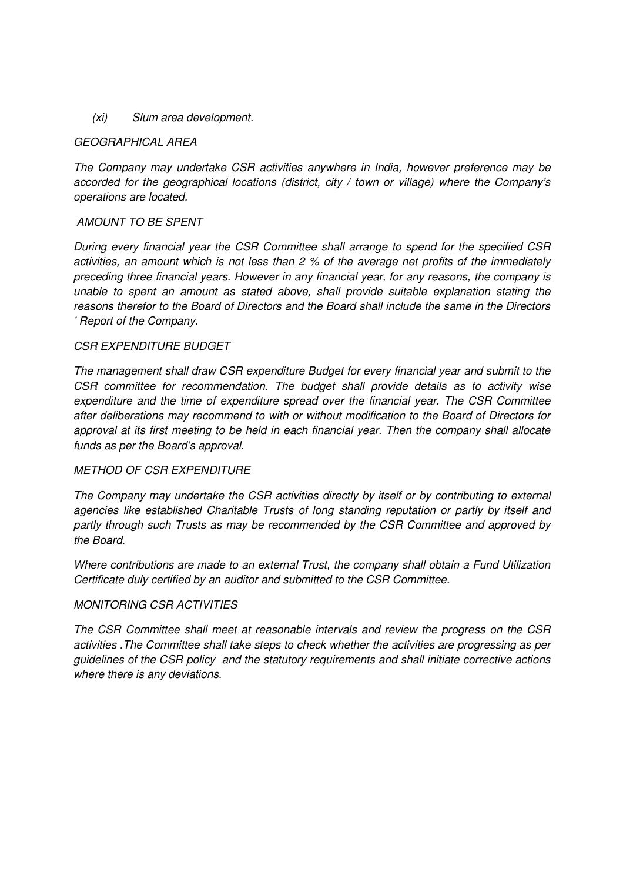*(xi) Slum area development.*

*GEOGRAPHICAL AREA*

*The Company may undertake CSR activities anywhere in India, however preference may be accorded for the geographical locations (district, city / town or village) where the Company's operations are located.*

*AMOUNT TO BE SPENT*

*During every financial year the CSR Committee shall arrange to spend for the specified CSR activities, an amount which is not less than 2 % of the average net profits of the immediately preceding three financial years. However in any financial year, for any reasons, the company is unable to spent an amount as stated above, shall provide suitable explanation stating the reasons therefor to the Board of Directors and the Board shall include the same in the Directors ' Report of the Company.*

*CSR EXPENDITURE BUDGET*

*The management shall draw CSR expenditure Budget for every financial year and submit to the CSR committee for recommendation. The budget shall provide details as to activity wise expenditure and the time of expenditure spread over the financial year. The CSR Committee after deliberations may recommend to with or without modification to the Board of Directors for approval at its first meeting to be held in each financial year. Then the company shall allocate funds as per the Board's approval.*

*METHOD OF CSR EXPENDITURE*

*The Company may undertake the CSR activities directly by itself or by contributing to external agencies like established Charitable Trusts of long standing reputation or partly by itself and partly through such Trusts as may be recommended by the CSR Committee and approved by the Board.*

*Where contributions are made to an external Trust, the company shall obtain a Fund Utilization Certificate duly certified by an auditor and submitted to the CSR Committee.*

*MONITORING CSR ACTIVITIES*

*The CSR Committee shall meet at reasonable intervals and review the progress on the CSR activities .The Committee shall take steps to check whether the activities are progressing as per guidelines of the CSR policy and the statutory requirements and shall initiate corrective actions where there is any deviations.*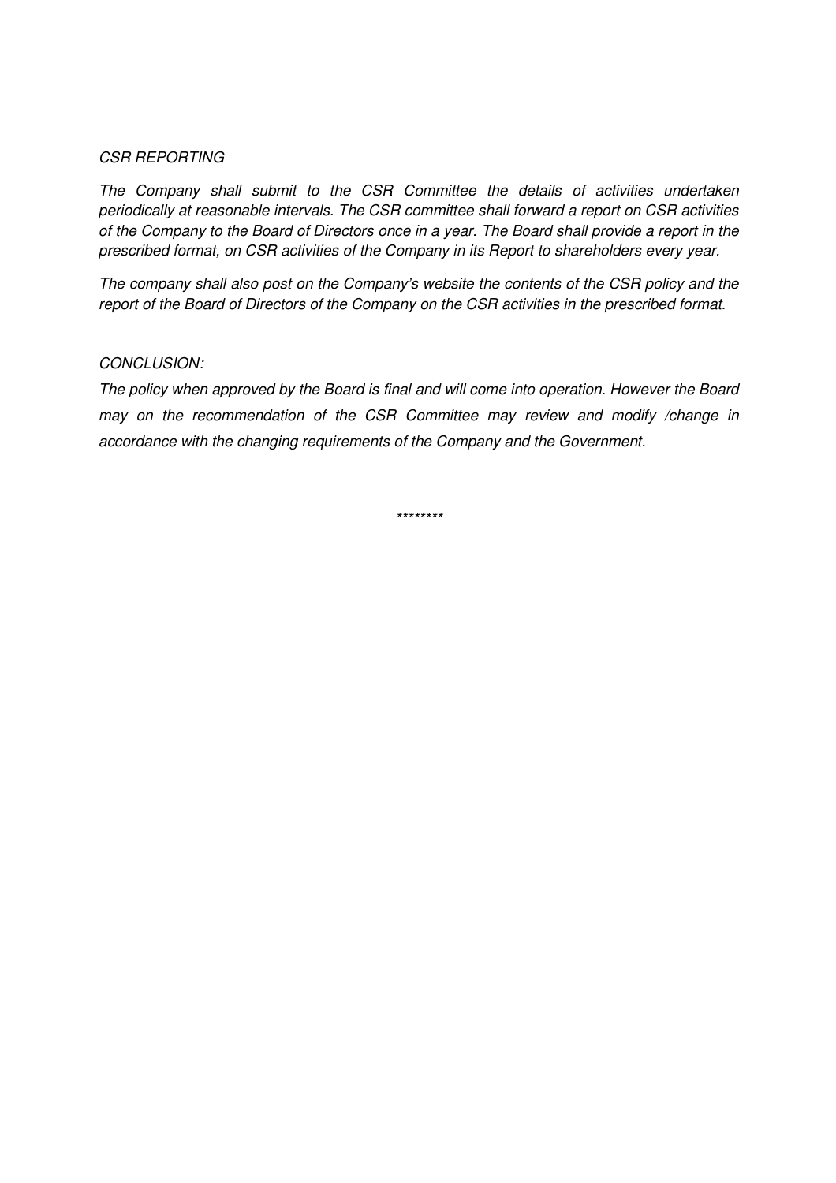*CSR REPORTING*

*The Company shall submit to the CSR Committee the details of activities undertaken periodically at reasonable intervals. The CSR committee shall forward a report on CSR activities of the Company to the Board of Directors once in a year. The Board shall provide a report in the prescribed format, on CSR activities of the Company in its Report to shareholders every year.*

*The company shall also post on the Company's website the contents of the CSR policy and the report of the Board of Directors of the Company on the CSR activities in the prescribed format.*

*CONCLUSION:*

*The policy when approved by the Board is final and will come into operation. However the Board may on the recommendation of the CSR Committee may review and modify /change in accordance with the changing requirements of the Company and the Government.*

\*\*\*\*\*\*\*\*